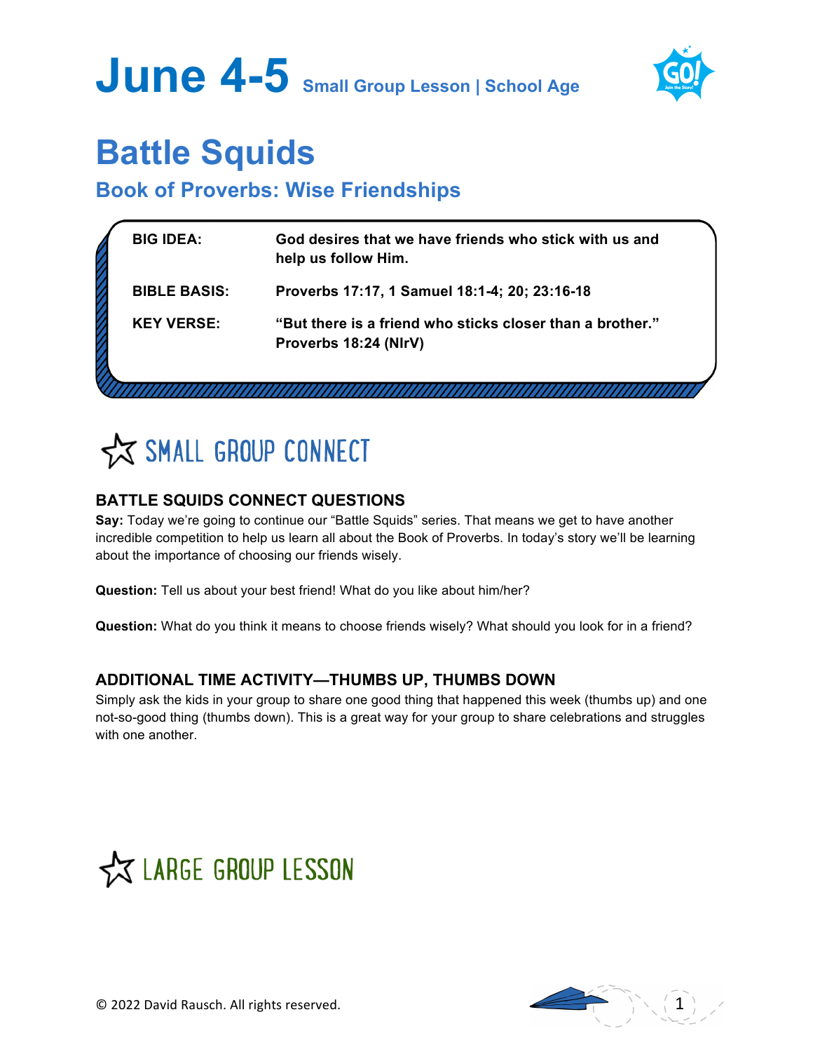# June 4-5 Small Group Lesson | School Age

# Battle Squids

## Book of Proverbs: Wise Friendships

| | |
|---|---|
| **BIG IDEA:** | **God desires that we have friends who stick with us and help us follow Him.** |
| **BIBLE BASIS:** | **Proverbs 17:17, 1 Samuel 18:1-4; 20; 23:16-18** |
| **KEY VERSE:** | **"But there is a friend who sticks closer than a brother." Proverbs 18:24 (NIrV)** |

## SMALL GROUP CONNECT

### BATTLE SQUIDS CONNECT QUESTIONS

**Say:** Today we're going to continue our "Battle Squids" series. That means we get to have another incredible competition to help us learn all about the Book of Proverbs. In today's story we'll be learning about the importance of choosing our friends wisely.

**Question:** Tell us about your best friend! What do you like about him/her?

**Question:** What do you think it means to choose friends wisely? What should you look for in a friend?

### ADDITIONAL TIME ACTIVITY—THUMBS UP, THUMBS DOWN

Simply ask the kids in your group to share one good thing that happened this week (thumbs up) and one not-so-good thing (thumbs down). This is a great way for your group to share celebrations and struggles with one another.

## LARGE GROUP LESSON

© 2022 David Rausch. All rights reserved.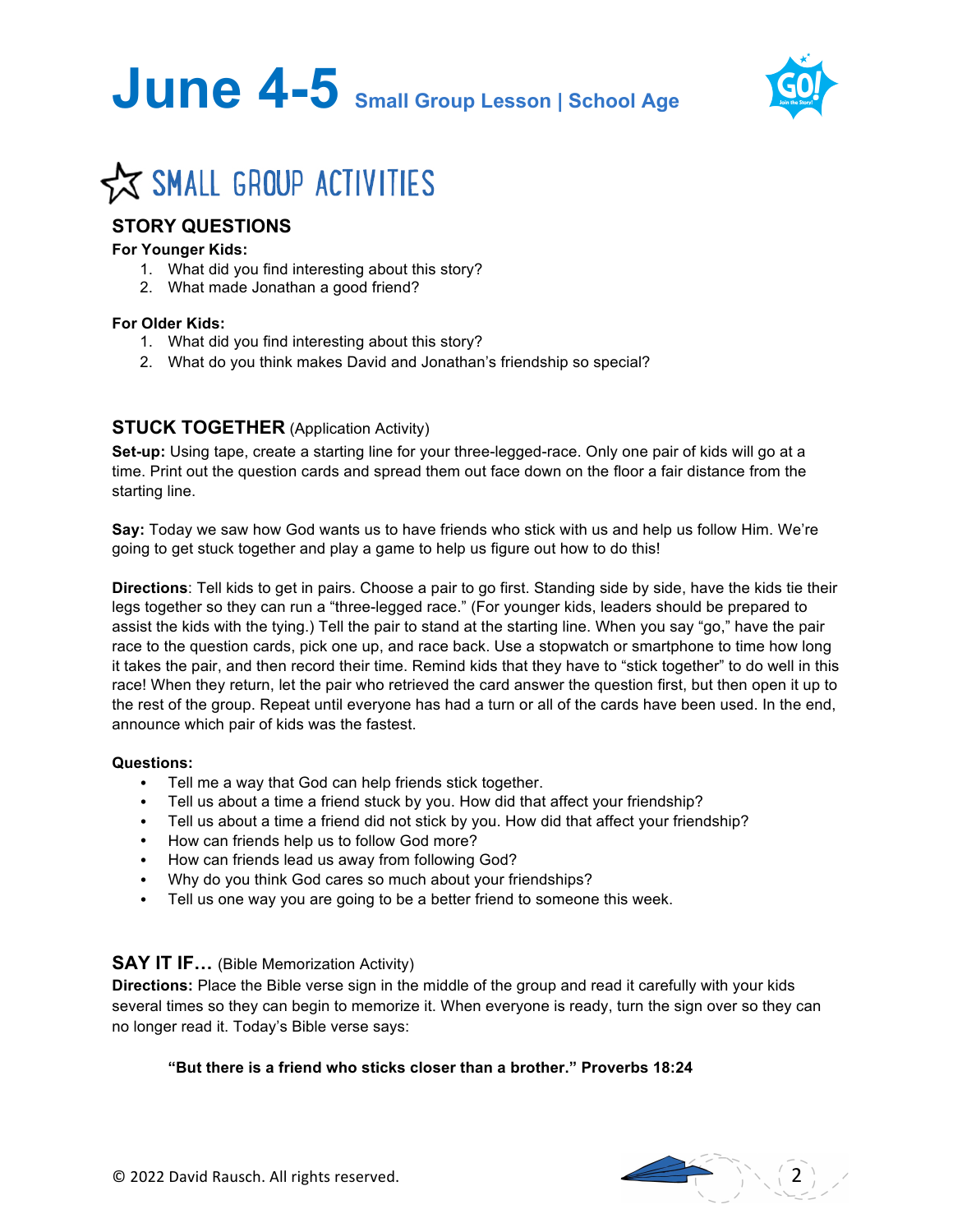# June 4-5 Small Group Lesson | School Age

## SMALL GROUP ACTIVITIES

### STORY QUESTIONS

**For Younger Kids:**

1. What did you find interesting about this story?
2. What made Jonathan a good friend?

**For Older Kids:**

1. What did you find interesting about this story?
2. What do you think makes David and Jonathan's friendship so special?

### STUCK TOGETHER (Application Activity)

**Set-up:** Using tape, create a starting line for your three-legged-race. Only one pair of kids will go at a time. Print out the question cards and spread them out face down on the floor a fair distance from the starting line.

**Say:** Today we saw how God wants us to have friends who stick with us and help us follow Him. We're going to get stuck together and play a game to help us figure out how to do this!

**Directions**: Tell kids to get in pairs. Choose a pair to go first. Standing side by side, have the kids tie their legs together so they can run a "three-legged race." (For younger kids, leaders should be prepared to assist the kids with the tying.) Tell the pair to stand at the starting line. When you say "go," have the pair race to the question cards, pick one up, and race back. Use a stopwatch or smartphone to time how long it takes the pair, and then record their time. Remind kids that they have to "stick together" to do well in this race! When they return, let the pair who retrieved the card answer the question first, but then open it up to the rest of the group. Repeat until everyone has had a turn or all of the cards have been used. In the end, announce which pair of kids was the fastest.

**Questions:**

- Tell me a way that God can help friends stick together.
- Tell us about a time a friend stuck by you. How did that affect your friendship?
- Tell us about a time a friend did not stick by you. How did that affect your friendship?
- How can friends help us to follow God more?
- How can friends lead us away from following God?
- Why do you think God cares so much about your friendships?
- Tell us one way you are going to be a better friend to someone this week.

### SAY IT IF… (Bible Memorization Activity)

**Directions:** Place the Bible verse sign in the middle of the group and read it carefully with your kids several times so they can begin to memorize it. When everyone is ready, turn the sign over so they can no longer read it. Today's Bible verse says:

> **"But there is a friend who sticks closer than a brother." Proverbs 18:24**

© 2022 David Rausch. All rights reserved.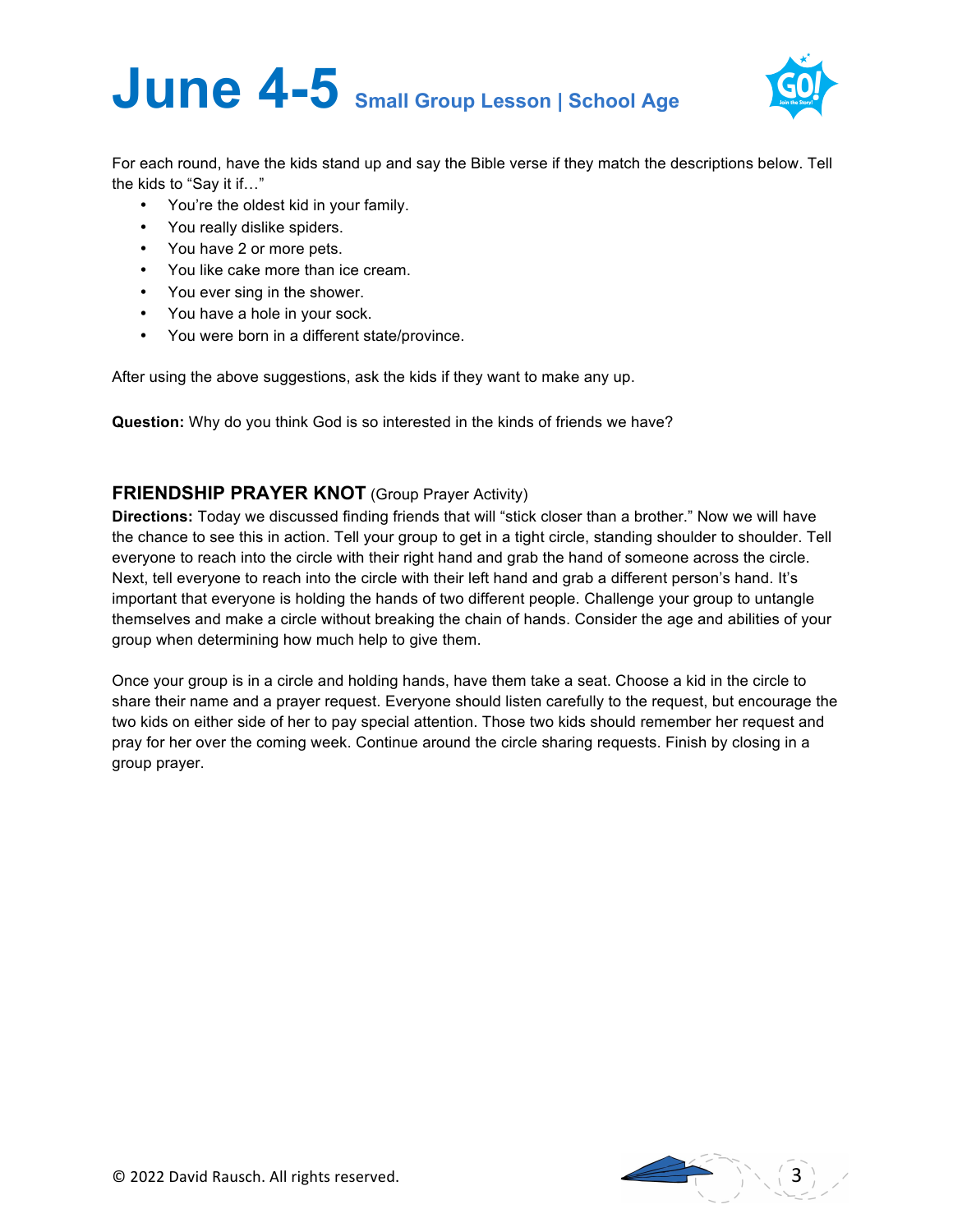For each round, have the kids stand up and say the Bible verse if they match the descriptions below. Tell the kids to "Say it if…"

- You're the oldest kid in your family.
- You really dislike spiders.
- You have 2 or more pets.
- You like cake more than ice cream.
- You ever sing in the shower.
- You have a hole in your sock.
- You were born in a different state/province.

After using the above suggestions, ask the kids if they want to make any up.

**Question:** Why do you think God is so interested in the kinds of friends we have?

### FRIENDSHIP PRAYER KNOT (Group Prayer Activity)

**Directions:** Today we discussed finding friends that will "stick closer than a brother." Now we will have the chance to see this in action. Tell your group to get in a tight circle, standing shoulder to shoulder. Tell everyone to reach into the circle with their right hand and grab the hand of someone across the circle. Next, tell everyone to reach into the circle with their left hand and grab a different person's hand. It's important that everyone is holding the hands of two different people. Challenge your group to untangle themselves and make a circle without breaking the chain of hands. Consider the age and abilities of your group when determining how much help to give them.

Once your group is in a circle and holding hands, have them take a seat. Choose a kid in the circle to share their name and a prayer request. Everyone should listen carefully to the request, but encourage the two kids on either side of her to pay special attention. Those two kids should remember her request and pray for her over the coming week. Continue around the circle sharing requests. Finish by closing in a group prayer.

© 2022 David Rausch. All rights reserved.